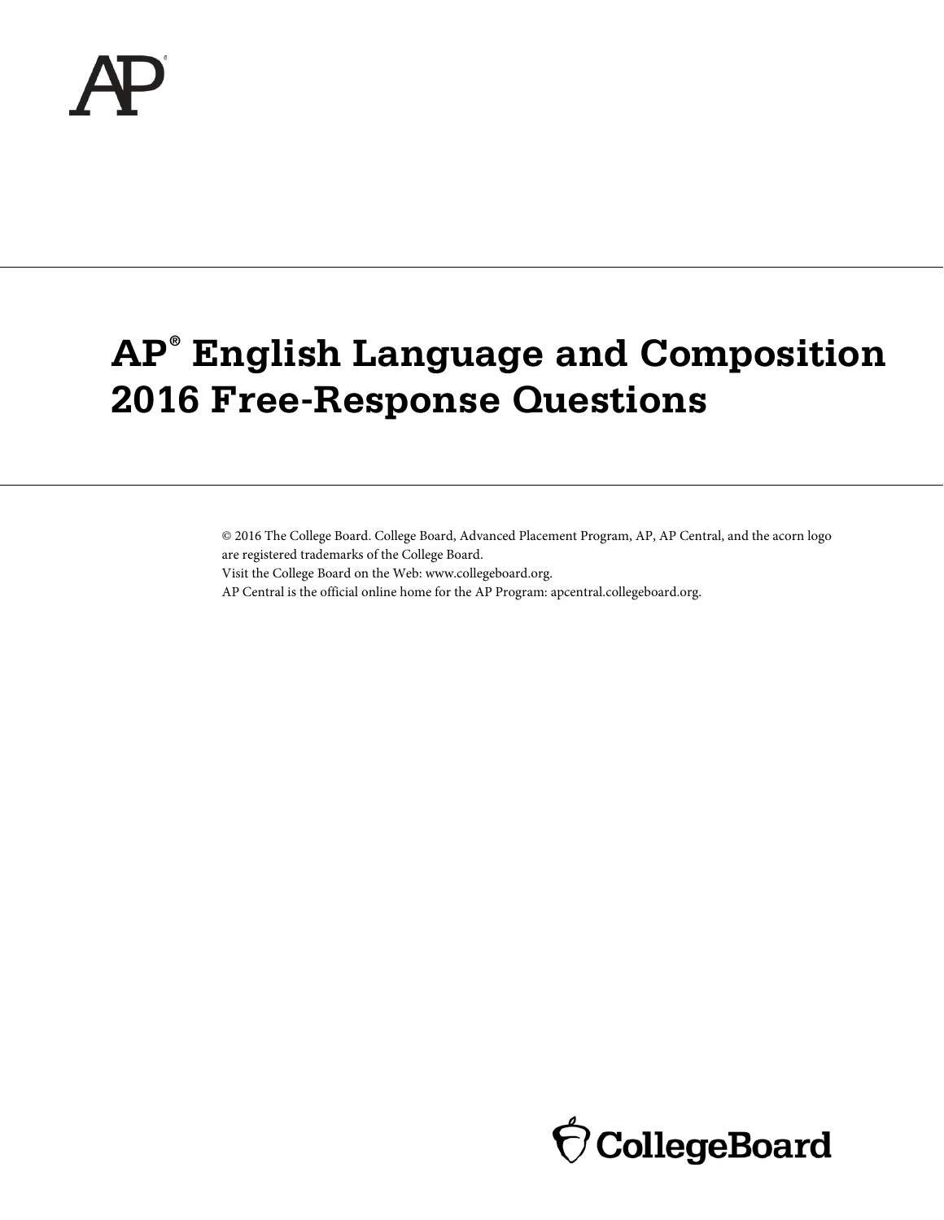AP®

# AP® English Language and Composition 2016 Free-Response Questions

© 2016 The College Board. College Board, Advanced Placement Program, AP, AP Central, and the acorn logo are registered trademarks of the College Board.
Visit the College Board on the Web: www.collegeboard.org.
AP Central is the official online home for the AP Program: apcentral.collegeboard.org.

CollegeBoard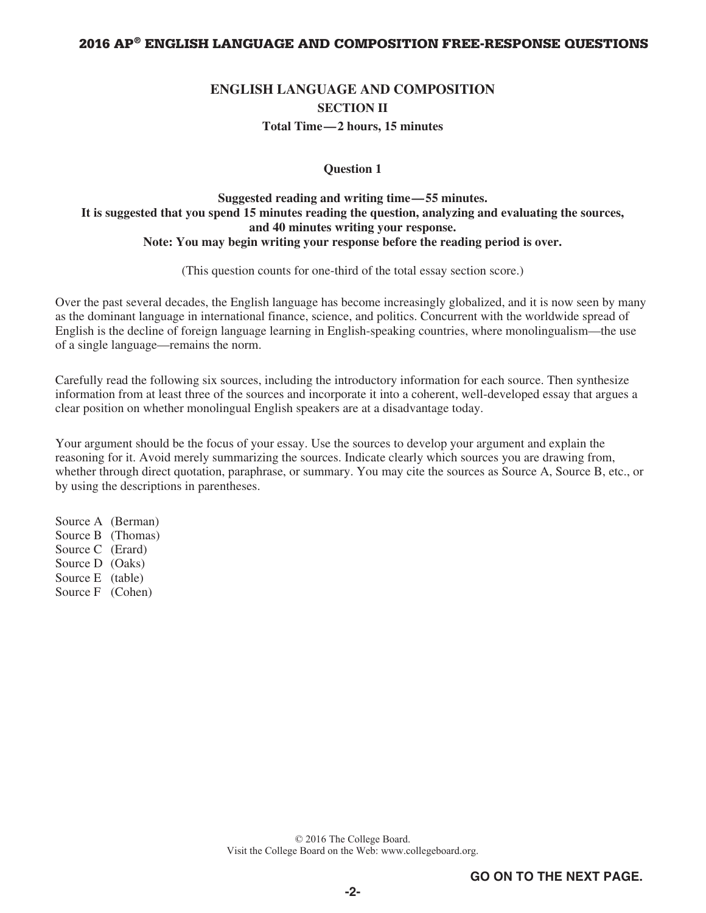# ENGLISH LANGUAGE AND COMPOSITION

## SECTION II

**Total Time — 2 hours, 15 minutes**

### Question 1

**Suggested reading and writing time — 55 minutes.**
**It is suggested that you spend 15 minutes reading the question, analyzing and evaluating the sources, and 40 minutes writing your response.**
**Note: You may begin writing your response before the reading period is over.**

(This question counts for one-third of the total essay section score.)

Over the past several decades, the English language has become increasingly globalized, and it is now seen by many as the dominant language in international finance, science, and politics. Concurrent with the worldwide spread of English is the decline of foreign language learning in English-speaking countries, where monolingualism—the use of a single language—remains the norm.

Carefully read the following six sources, including the introductory information for each source. Then synthesize information from at least three of the sources and incorporate it into a coherent, well-developed essay that argues a clear position on whether monolingual English speakers are at a disadvantage today.

Your argument should be the focus of your essay. Use the sources to develop your argument and explain the reasoning for it. Avoid merely summarizing the sources. Indicate clearly which sources you are drawing from, whether through direct quotation, paraphrase, or summary. You may cite the sources as Source A, Source B, etc., or by using the descriptions in parentheses.

Source A (Berman)
Source B (Thomas)
Source C (Erard)
Source D (Oaks)
Source E (table)
Source F (Cohen)

© 2016 The College Board.
Visit the College Board on the Web: www.collegeboard.org.

**GO ON TO THE NEXT PAGE.**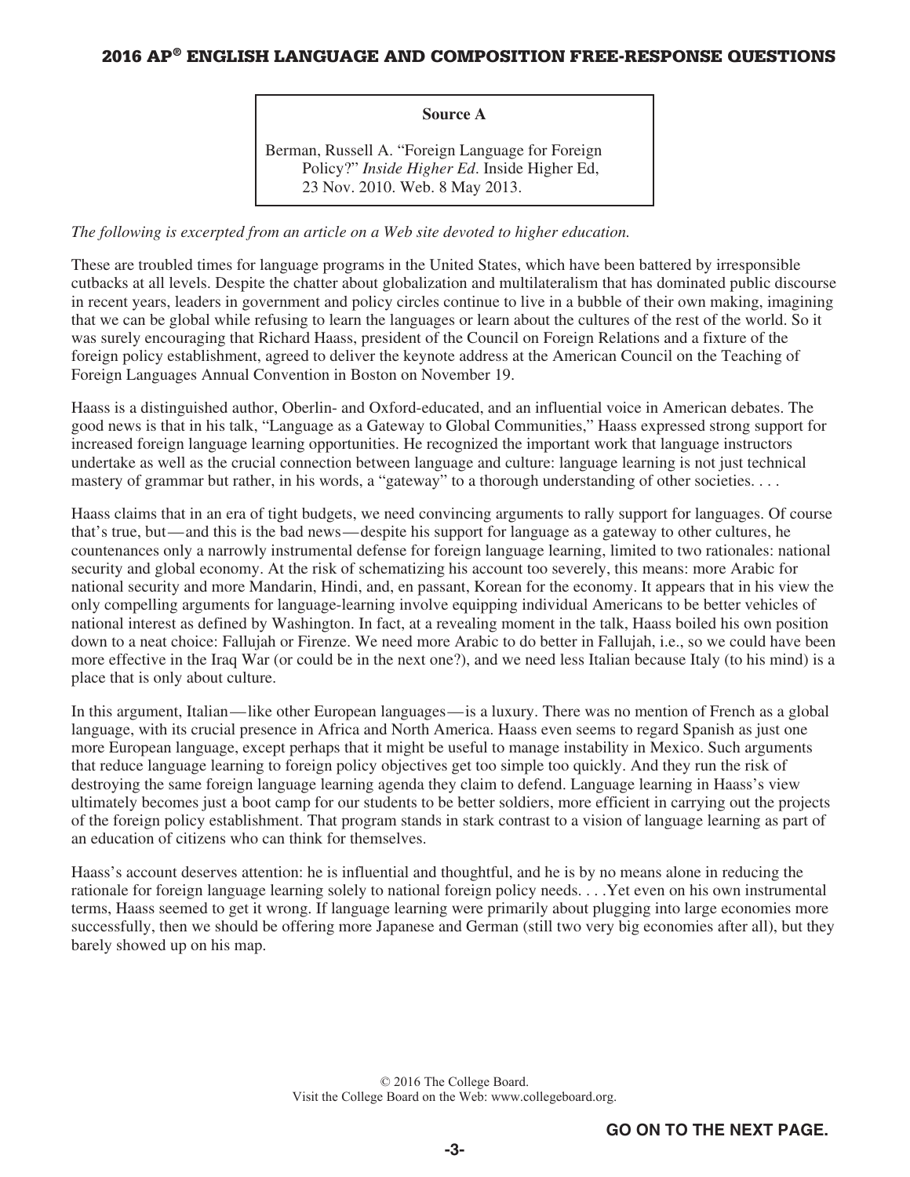**Source A**

Berman, Russell A. "Foreign Language for Foreign Policy?" *Inside Higher Ed*. Inside Higher Ed, 23 Nov. 2010. Web. 8 May 2013.

*The following is excerpted from an article on a Web site devoted to higher education.*

These are troubled times for language programs in the United States, which have been battered by irresponsible cutbacks at all levels. Despite the chatter about globalization and multilateralism that has dominated public discourse in recent years, leaders in government and policy circles continue to live in a bubble of their own making, imagining that we can be global while refusing to learn the languages or learn about the cultures of the rest of the world. So it was surely encouraging that Richard Haass, president of the Council on Foreign Relations and a fixture of the foreign policy establishment, agreed to deliver the keynote address at the American Council on the Teaching of Foreign Languages Annual Convention in Boston on November 19.

Haass is a distinguished author, Oberlin- and Oxford-educated, and an influential voice in American debates. The good news is that in his talk, "Language as a Gateway to Global Communities," Haass expressed strong support for increased foreign language learning opportunities. He recognized the important work that language instructors undertake as well as the crucial connection between language and culture: language learning is not just technical mastery of grammar but rather, in his words, a "gateway" to a thorough understanding of other societies. . . .

Haass claims that in an era of tight budgets, we need convincing arguments to rally support for languages. Of course that's true, but—and this is the bad news—despite his support for language as a gateway to other cultures, he countenances only a narrowly instrumental defense for foreign language learning, limited to two rationales: national security and global economy. At the risk of schematizing his account too severely, this means: more Arabic for national security and more Mandarin, Hindi, and, en passant, Korean for the economy. It appears that in his view the only compelling arguments for language-learning involve equipping individual Americans to be better vehicles of national interest as defined by Washington. In fact, at a revealing moment in the talk, Haass boiled his own position down to a neat choice: Fallujah or Firenze. We need more Arabic to do better in Fallujah, i.e., so we could have been more effective in the Iraq War (or could be in the next one?), and we need less Italian because Italy (to his mind) is a place that is only about culture.

In this argument, Italian—like other European languages—is a luxury. There was no mention of French as a global language, with its crucial presence in Africa and North America. Haass even seems to regard Spanish as just one more European language, except perhaps that it might be useful to manage instability in Mexico. Such arguments that reduce language learning to foreign policy objectives get too simple too quickly. And they run the risk of destroying the same foreign language learning agenda they claim to defend. Language learning in Haass's view ultimately becomes just a boot camp for our students to be better soldiers, more efficient in carrying out the projects of the foreign policy establishment. That program stands in stark contrast to a vision of language learning as part of an education of citizens who can think for themselves.

Haass's account deserves attention: he is influential and thoughtful, and he is by no means alone in reducing the rationale for foreign language learning solely to national foreign policy needs. . . .Yet even on his own instrumental terms, Haass seemed to get it wrong. If language learning were primarily about plugging into large economies more successfully, then we should be offering more Japanese and German (still two very big economies after all), but they barely showed up on his map.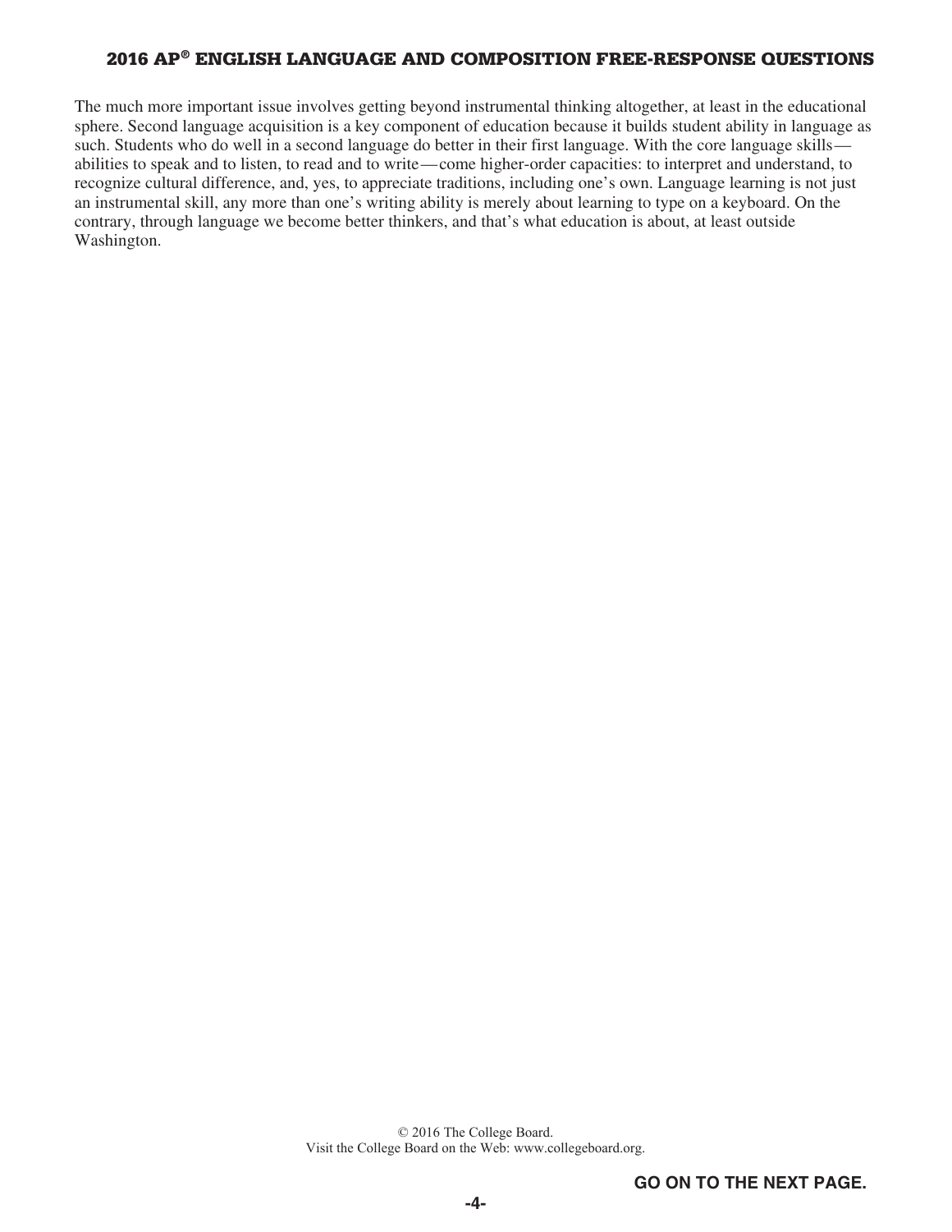The much more important issue involves getting beyond instrumental thinking altogether, at least in the educational sphere. Second language acquisition is a key component of education because it builds student ability in language as such. Students who do well in a second language do better in their first language. With the core language skills—abilities to speak and to listen, to read and to write—come higher-order capacities: to interpret and understand, to recognize cultural difference, and, yes, to appreciate traditions, including one's own. Language learning is not just an instrumental skill, any more than one's writing ability is merely about learning to type on a keyboard. On the contrary, through language we become better thinkers, and that's what education is about, at least outside Washington.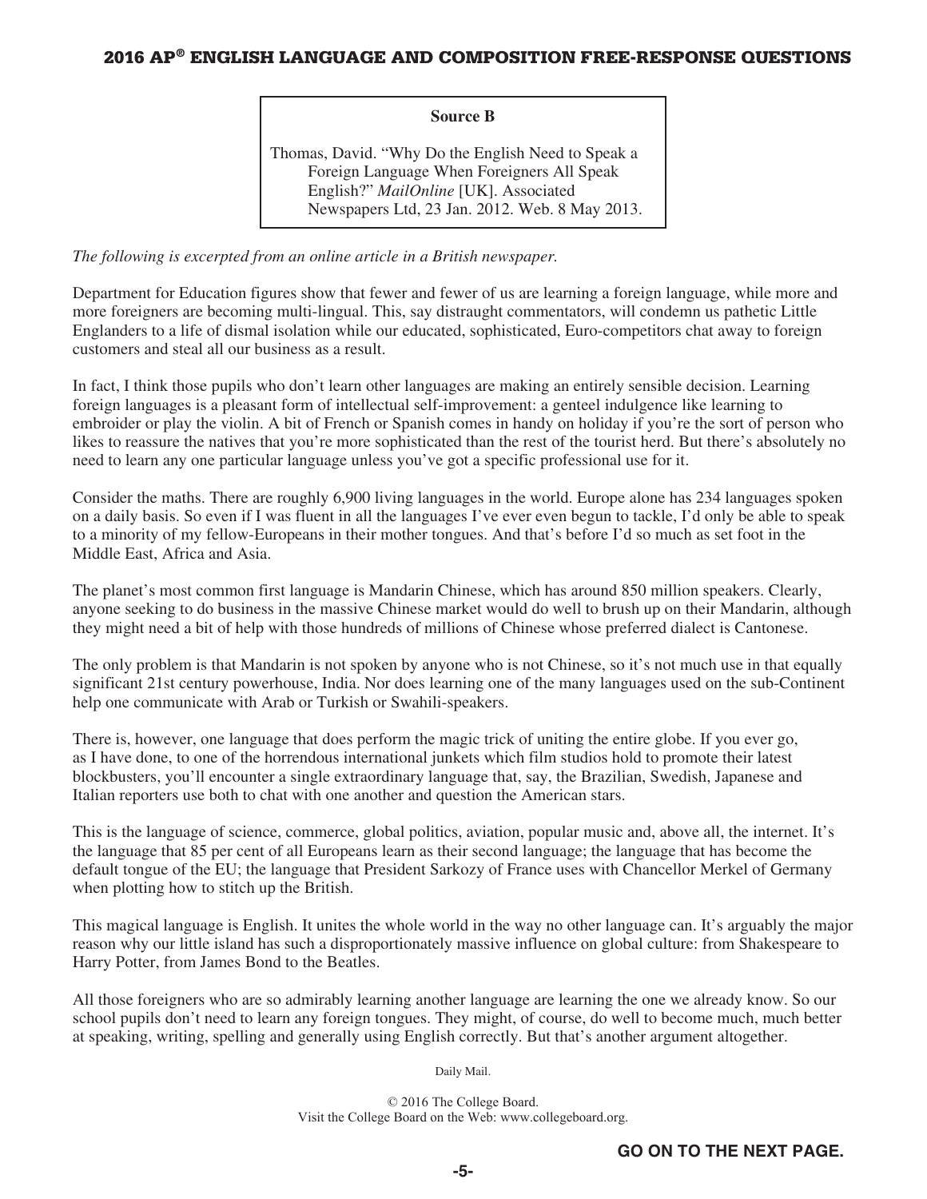**Source B**

Thomas, David. "Why Do the English Need to Speak a Foreign Language When Foreigners All Speak English?" *MailOnline* [UK]. Associated Newspapers Ltd, 23 Jan. 2012. Web. 8 May 2013.

*The following is excerpted from an online article in a British newspaper.*

Department for Education figures show that fewer and fewer of us are learning a foreign language, while more and more foreigners are becoming multi-lingual. This, say distraught commentators, will condemn us pathetic Little Englanders to a life of dismal isolation while our educated, sophisticated, Euro-competitors chat away to foreign customers and steal all our business as a result.

In fact, I think those pupils who don't learn other languages are making an entirely sensible decision. Learning foreign languages is a pleasant form of intellectual self-improvement: a genteel indulgence like learning to embroider or play the violin. A bit of French or Spanish comes in handy on holiday if you're the sort of person who likes to reassure the natives that you're more sophisticated than the rest of the tourist herd. But there's absolutely no need to learn any one particular language unless you've got a specific professional use for it.

Consider the maths. There are roughly 6,900 living languages in the world. Europe alone has 234 languages spoken on a daily basis. So even if I was fluent in all the languages I've ever even begun to tackle, I'd only be able to speak to a minority of my fellow-Europeans in their mother tongues. And that's before I'd so much as set foot in the Middle East, Africa and Asia.

The planet's most common first language is Mandarin Chinese, which has around 850 million speakers. Clearly, anyone seeking to do business in the massive Chinese market would do well to brush up on their Mandarin, although they might need a bit of help with those hundreds of millions of Chinese whose preferred dialect is Cantonese.

The only problem is that Mandarin is not spoken by anyone who is not Chinese, so it's not much use in that equally significant 21st century powerhouse, India. Nor does learning one of the many languages used on the sub-Continent help one communicate with Arab or Turkish or Swahili-speakers.

There is, however, one language that does perform the magic trick of uniting the entire globe. If you ever go, as I have done, to one of the horrendous international junkets which film studios hold to promote their latest blockbusters, you'll encounter a single extraordinary language that, say, the Brazilian, Swedish, Japanese and Italian reporters use both to chat with one another and question the American stars.

This is the language of science, commerce, global politics, aviation, popular music and, above all, the internet. It's the language that 85 per cent of all Europeans learn as their second language; the language that has become the default tongue of the EU; the language that President Sarkozy of France uses with Chancellor Merkel of Germany when plotting how to stitch up the British.

This magical language is English. It unites the whole world in the way no other language can. It's arguably the major reason why our little island has such a disproportionately massive influence on global culture: from Shakespeare to Harry Potter, from James Bond to the Beatles.

All those foreigners who are so admirably learning another language are learning the one we already know. So our school pupils don't need to learn any foreign tongues. They might, of course, do well to become much, much better at speaking, writing, spelling and generally using English correctly. But that's another argument altogether.

Daily Mail.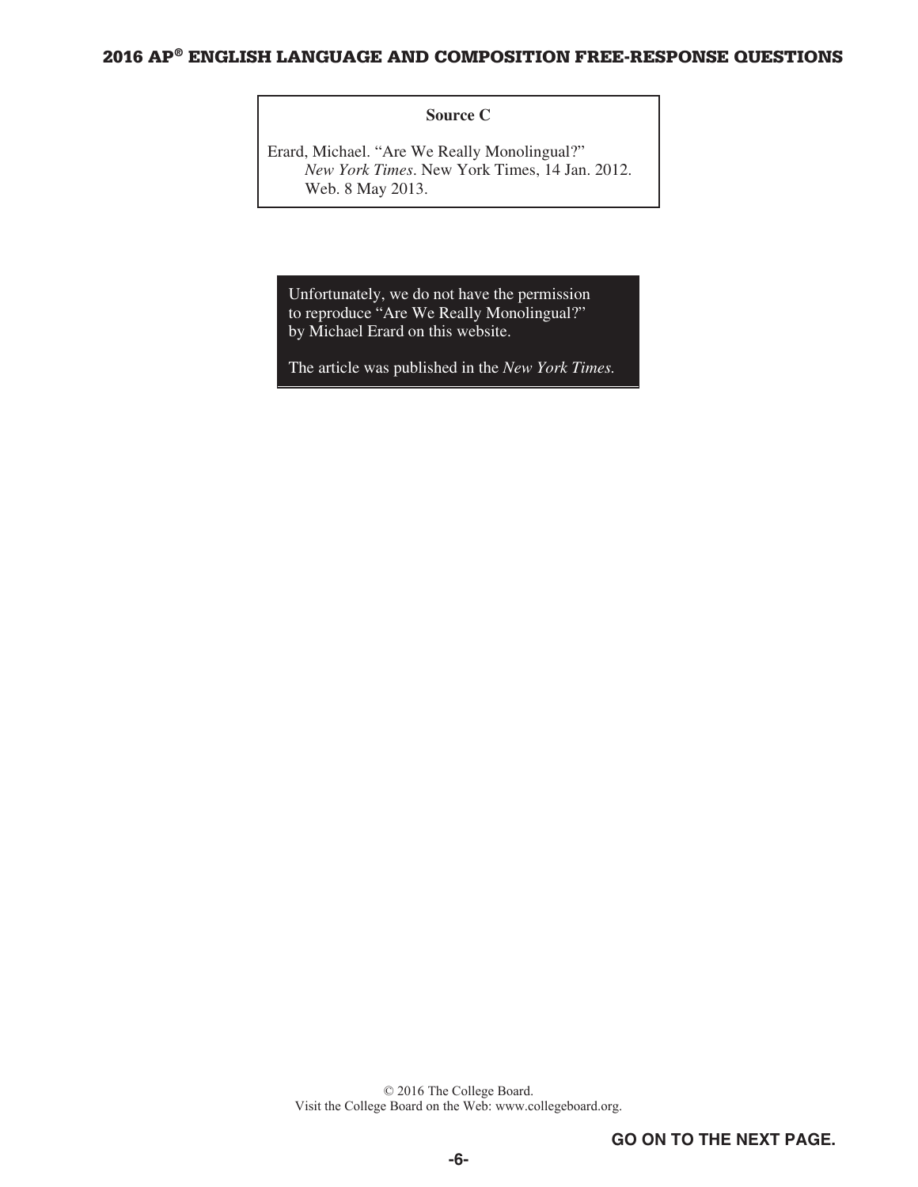**Source C**

Erard, Michael. "Are We Really Monolingual?" *New York Times*. New York Times, 14 Jan. 2012. Web. 8 May 2013.

Unfortunately, we do not have the permission to reproduce "Are We Really Monolingual?" by Michael Erard on this website.

The article was published in the *New York Times.*

© 2016 The College Board.
Visit the College Board on the Web: www.collegeboard.org.

**GO ON TO THE NEXT PAGE.**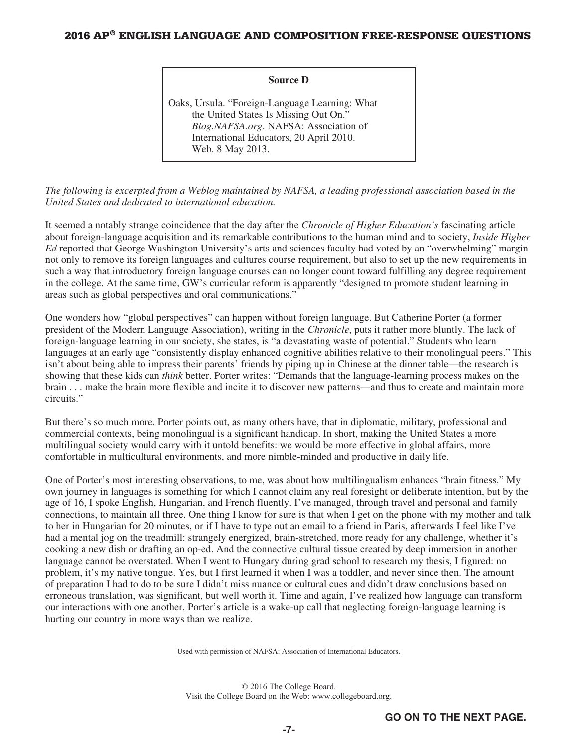**Source D**

Oaks, Ursula. "Foreign-Language Learning: What the United States Is Missing Out On." *Blog.NAFSA.org*. NAFSA: Association of International Educators, 20 April 2010. Web. 8 May 2013.

*The following is excerpted from a Weblog maintained by NAFSA, a leading professional association based in the United States and dedicated to international education.*

It seemed a notably strange coincidence that the day after the *Chronicle of Higher Education's* fascinating article about foreign-language acquisition and its remarkable contributions to the human mind and to society, *Inside Higher Ed* reported that George Washington University's arts and sciences faculty had voted by an "overwhelming" margin not only to remove its foreign languages and cultures course requirement, but also to set up the new requirements in such a way that introductory foreign language courses can no longer count toward fulfilling any degree requirement in the college. At the same time, GW's curricular reform is apparently "designed to promote student learning in areas such as global perspectives and oral communications."

One wonders how "global perspectives" can happen without foreign language. But Catherine Porter (a former president of the Modern Language Association), writing in the *Chronicle*, puts it rather more bluntly. The lack of foreign-language learning in our society, she states, is "a devastating waste of potential." Students who learn languages at an early age "consistently display enhanced cognitive abilities relative to their monolingual peers." This isn't about being able to impress their parents' friends by piping up in Chinese at the dinner table—the research is showing that these kids can *think* better. Porter writes: "Demands that the language-learning process makes on the brain . . . make the brain more flexible and incite it to discover new patterns—and thus to create and maintain more circuits."

But there's so much more. Porter points out, as many others have, that in diplomatic, military, professional and commercial contexts, being monolingual is a significant handicap. In short, making the United States a more multilingual society would carry with it untold benefits: we would be more effective in global affairs, more comfortable in multicultural environments, and more nimble-minded and productive in daily life.

One of Porter's most interesting observations, to me, was about how multilingualism enhances "brain fitness." My own journey in languages is something for which I cannot claim any real foresight or deliberate intention, but by the age of 16, I spoke English, Hungarian, and French fluently. I've managed, through travel and personal and family connections, to maintain all three. One thing I know for sure is that when I get on the phone with my mother and talk to her in Hungarian for 20 minutes, or if I have to type out an email to a friend in Paris, afterwards I feel like I've had a mental jog on the treadmill: strangely energized, brain-stretched, more ready for any challenge, whether it's cooking a new dish or drafting an op-ed. And the connective cultural tissue created by deep immersion in another language cannot be overstated. When I went to Hungary during grad school to research my thesis, I figured: no problem, it's my native tongue. Yes, but I first learned it when I was a toddler, and never since then. The amount of preparation I had to do to be sure I didn't miss nuance or cultural cues and didn't draw conclusions based on erroneous translation, was significant, but well worth it. Time and again, I've realized how language can transform our interactions with one another. Porter's article is a wake-up call that neglecting foreign-language learning is hurting our country in more ways than we realize.

Used with permission of NAFSA: Association of International Educators.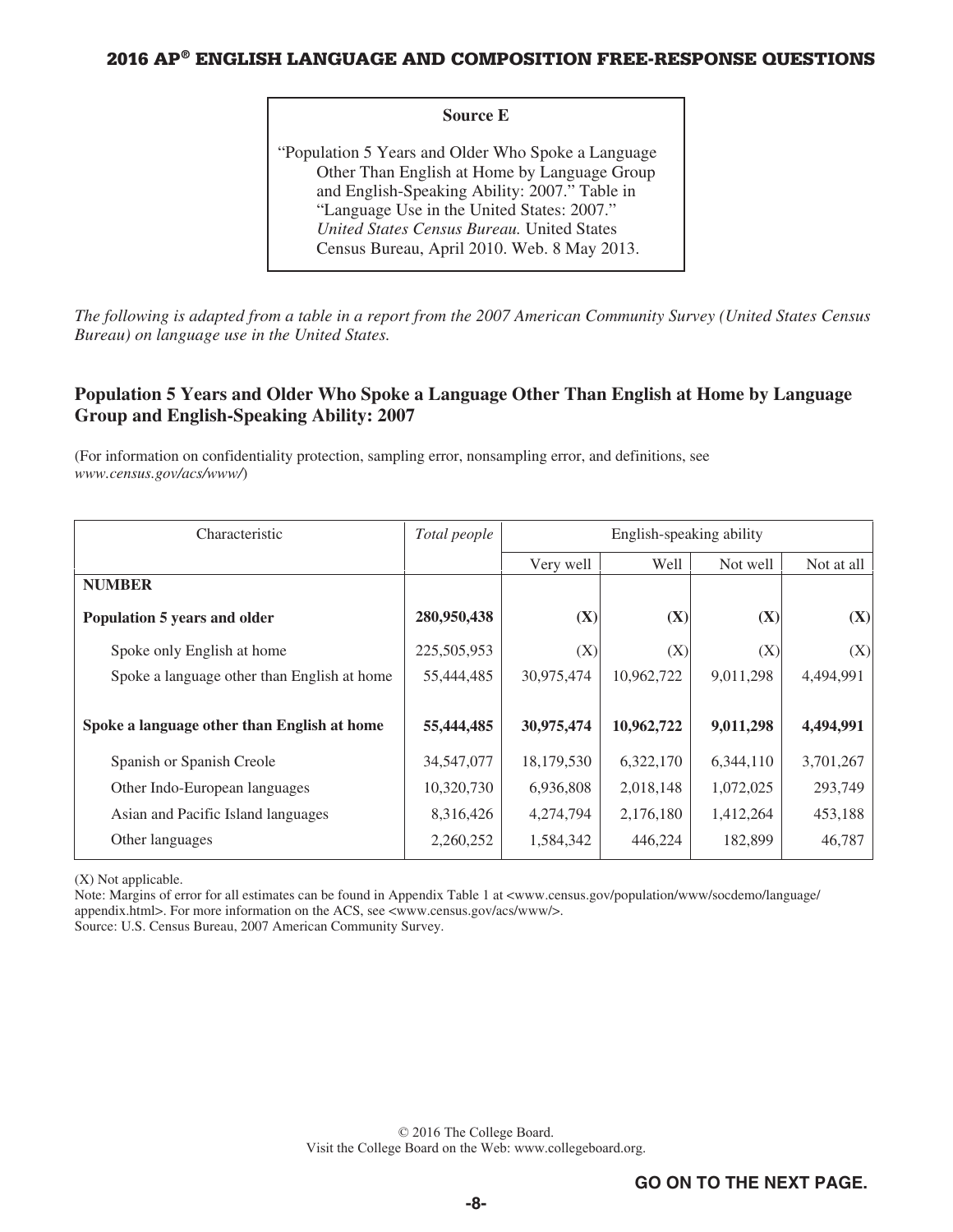**Source E**

"Population 5 Years and Older Who Spoke a Language Other Than English at Home by Language Group and English-Speaking Ability: 2007." Table in "Language Use in the United States: 2007." *United States Census Bureau.* United States Census Bureau, April 2010. Web. 8 May 2013.

*The following is adapted from a table in a report from the 2007 American Community Survey (United States Census Bureau) on language use in the United States.*

## Population 5 Years and Older Who Spoke a Language Other Than English at Home by Language Group and English-Speaking Ability: 2007

(For information on confidentiality protection, sampling error, nonsampling error, and definitions, see *www.census.gov/acs/www/*)

| Characteristic | *Total people* | English-speaking ability | | | |
|---|---|---|---|---|---|
| | | Very well | Well | Not well | Not at all |
| **NUMBER** | | | | | |
| **Population 5 years and older** | **280,950,438** | **(X)** | **(X)** | **(X)** | **(X)** |
| Spoke only English at home | 225,505,953 | (X) | (X) | (X) | (X) |
| Spoke a language other than English at home | 55,444,485 | 30,975,474 | 10,962,722 | 9,011,298 | 4,494,991 |
| **Spoke a language other than English at home** | **55,444,485** | **30,975,474** | **10,962,722** | **9,011,298** | **4,494,991** |
| Spanish or Spanish Creole | 34,547,077 | 18,179,530 | 6,322,170 | 6,344,110 | 3,701,267 |
| Other Indo-European languages | 10,320,730 | 6,936,808 | 2,018,148 | 1,072,025 | 293,749 |
| Asian and Pacific Island languages | 8,316,426 | 4,274,794 | 2,176,180 | 1,412,264 | 453,188 |
| Other languages | 2,260,252 | 1,584,342 | 446,224 | 182,899 | 46,787 |

(X) Not applicable.

Note: Margins of error for all estimates can be found in Appendix Table 1 at <www.census.gov/population/www/socdemo/language/appendix.html>. For more information on the ACS, see <www.census.gov/acs/www/>.

Source: U.S. Census Bureau, 2007 American Community Survey.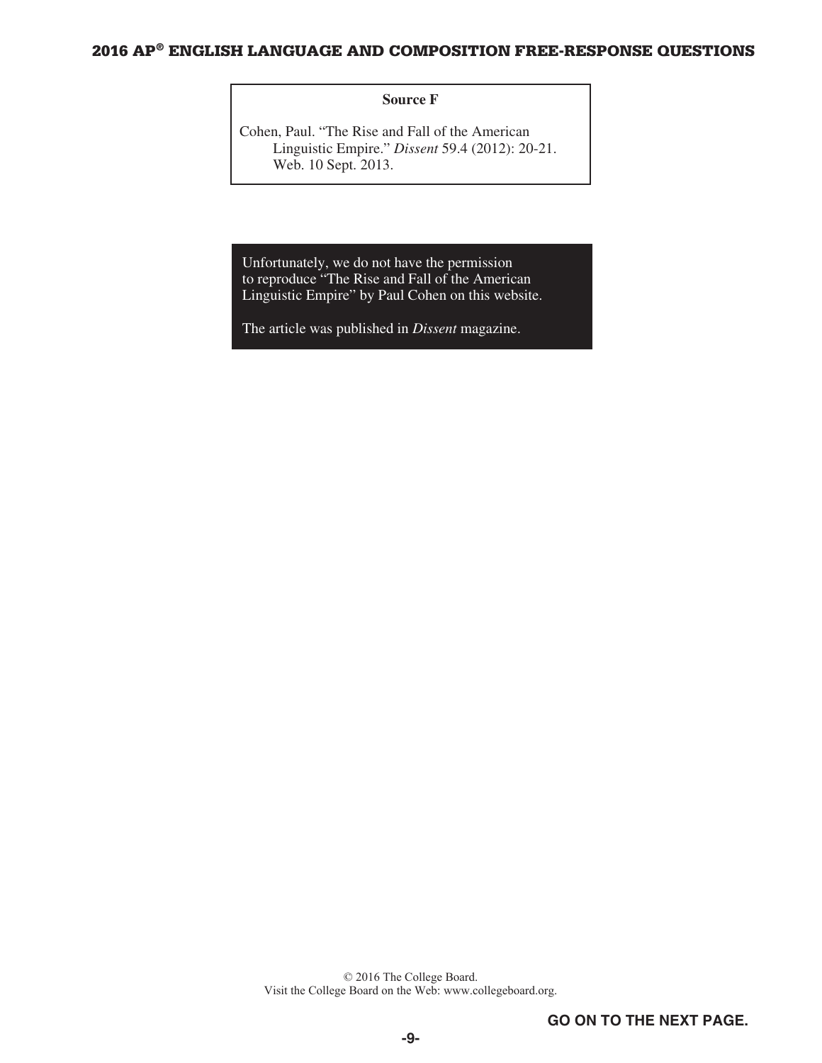**Source F**

Cohen, Paul. "The Rise and Fall of the American Linguistic Empire." *Dissent* 59.4 (2012): 20-21. Web. 10 Sept. 2013.

Unfortunately, we do not have the permission to reproduce "The Rise and Fall of the American Linguistic Empire" by Paul Cohen on this website.

The article was published in *Dissent* magazine.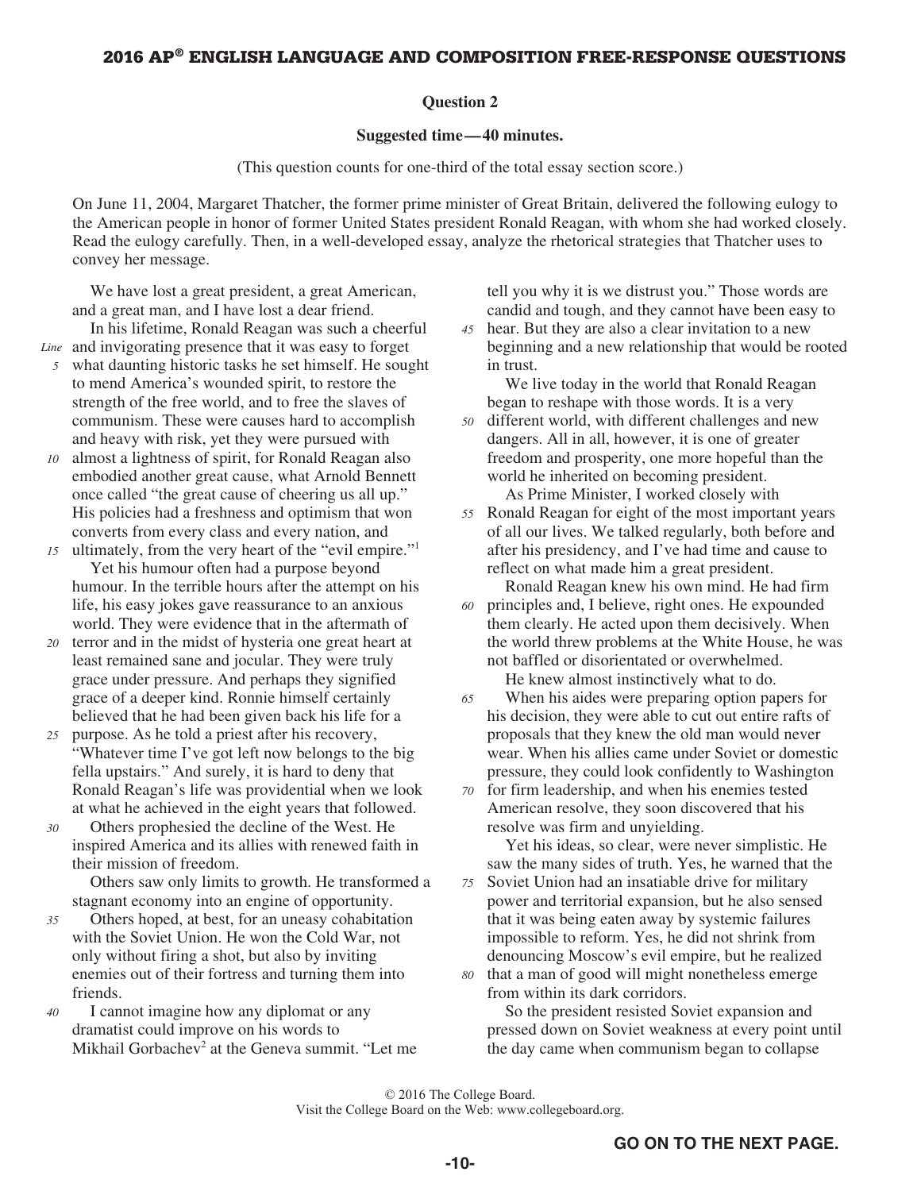## Question 2

**Suggested time—40 minutes.**

(This question counts for one-third of the total essay section score.)

On June 11, 2004, Margaret Thatcher, the former prime minister of Great Britain, delivered the following eulogy to the American people in honor of former United States president Ronald Reagan, with whom she had worked closely. Read the eulogy carefully. Then, in a well-developed essay, analyze the rhetorical strategies that Thatcher uses to convey her message.

We have lost a great president, a great American, and a great man, and I have lost a dear friend.

In his lifetime, Ronald Reagan was such a cheerful and invigorating presence that it was easy to forget what daunting historic tasks he set himself. He sought to mend America's wounded spirit, to restore the strength of the free world, and to free the slaves of communism. These were causes hard to accomplish and heavy with risk, yet they were pursued with almost a lightness of spirit, for Ronald Reagan also embodied another great cause, what Arnold Bennett once called "the great cause of cheering us all up." His policies had a freshness and optimism that won converts from every class and every nation, and ultimately, from the very heart of the "evil empire."[1]

Yet his humour often had a purpose beyond humour. In the terrible hours after the attempt on his life, his easy jokes gave reassurance to an anxious world. They were evidence that in the aftermath of terror and in the midst of hysteria one great heart at least remained sane and jocular. They were truly grace under pressure. And perhaps they signified grace of a deeper kind. Ronnie himself certainly believed that he had been given back his life for a purpose. As he told a priest after his recovery, "Whatever time I've got left now belongs to the big fella upstairs." And surely, it is hard to deny that Ronald Reagan's life was providential when we look at what he achieved in the eight years that followed.

Others prophesied the decline of the West. He inspired America and its allies with renewed faith in their mission of freedom.

Others saw only limits to growth. He transformed a stagnant economy into an engine of opportunity.

Others hoped, at best, for an uneasy cohabitation with the Soviet Union. He won the Cold War, not only without firing a shot, but also by inviting enemies out of their fortress and turning them into friends.

I cannot imagine how any diplomat or any dramatist could improve on his words to Mikhail Gorbachev[2] at the Geneva summit. "Let me tell you why it is we distrust you." Those words are candid and tough, and they cannot have been easy to hear. But they are also a clear invitation to a new beginning and a new relationship that would be rooted in trust.

We live today in the world that Ronald Reagan began to reshape with those words. It is a very different world, with different challenges and new dangers. All in all, however, it is one of greater freedom and prosperity, one more hopeful than the world he inherited on becoming president.

As Prime Minister, I worked closely with Ronald Reagan for eight of the most important years of all our lives. We talked regularly, both before and after his presidency, and I've had time and cause to reflect on what made him a great president.

Ronald Reagan knew his own mind. He had firm principles and, I believe, right ones. He expounded them clearly. He acted upon them decisively. When the world threw problems at the White House, he was not baffled or disorientated or overwhelmed.

He knew almost instinctively what to do.

When his aides were preparing option papers for his decision, they were able to cut out entire rafts of proposals that they knew the old man would never wear. When his allies came under Soviet or domestic pressure, they could look confidently to Washington for firm leadership, and when his enemies tested American resolve, they soon discovered that his resolve was firm and unyielding.

Yet his ideas, so clear, were never simplistic. He saw the many sides of truth. Yes, he warned that the Soviet Union had an insatiable drive for military power and territorial expansion, but he also sensed that it was being eaten away by systemic failures impossible to reform. Yes, he did not shrink from denouncing Moscow's evil empire, but he realized that a man of good will might nonetheless emerge from within its dark corridors.

So the president resisted Soviet expansion and pressed down on Soviet weakness at every point until the day came when communism began to collapse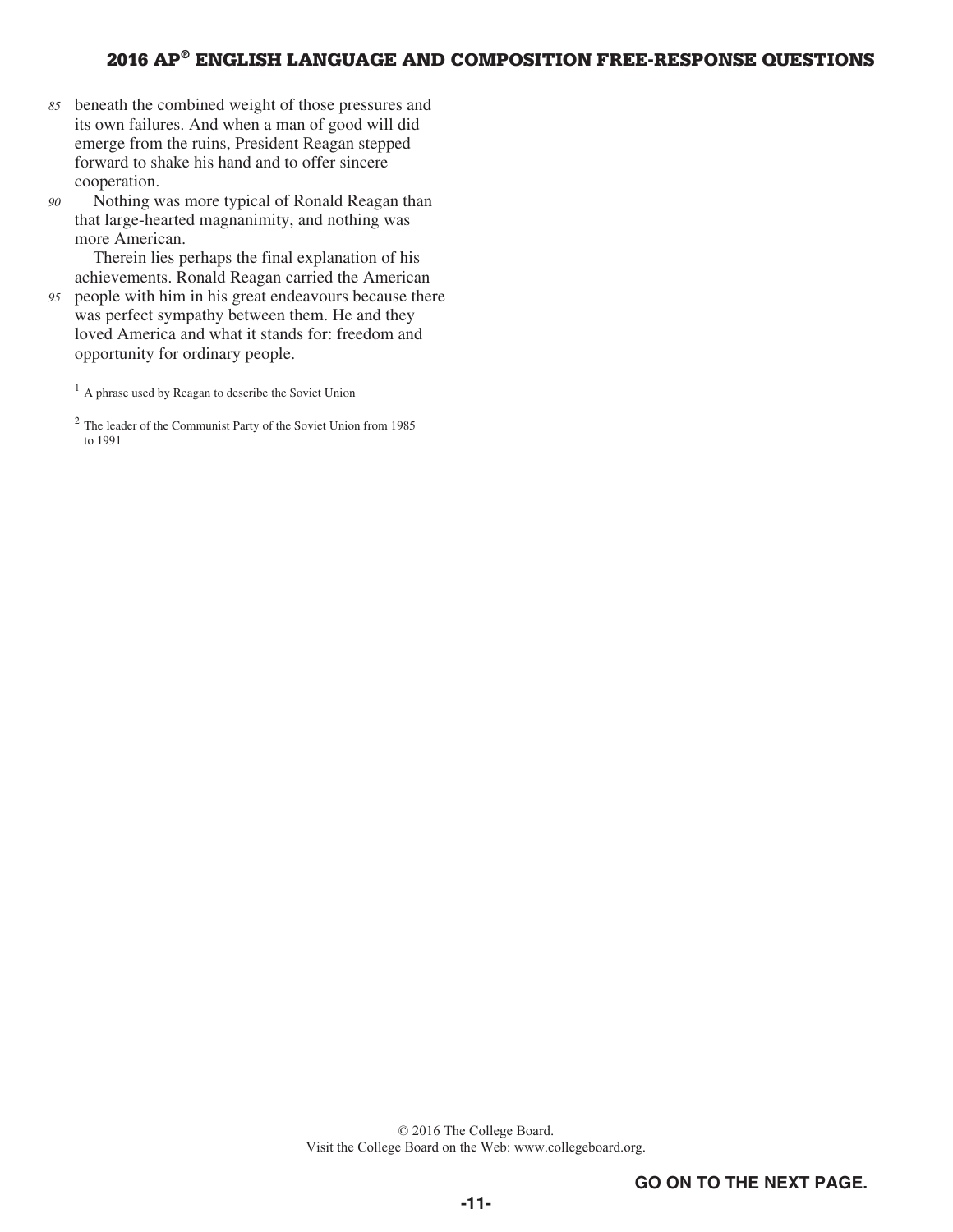beneath the combined weight of those pressures and its own failures. And when a man of good will did emerge from the ruins, President Reagan stepped forward to shake his hand and to offer sincere cooperation.

Nothing was more typical of Ronald Reagan than that large-hearted magnanimity, and nothing was more American.

Therein lies perhaps the final explanation of his achievements. Ronald Reagan carried the American people with him in his great endeavours because there was perfect sympathy between them. He and they loved America and what it stands for: freedom and opportunity for ordinary people.

[1] A phrase used by Reagan to describe the Soviet Union

[2] The leader of the Communist Party of the Soviet Union from 1985 to 1991

© 2016 The College Board.
Visit the College Board on the Web: www.collegeboard.org.

**GO ON TO THE NEXT PAGE.**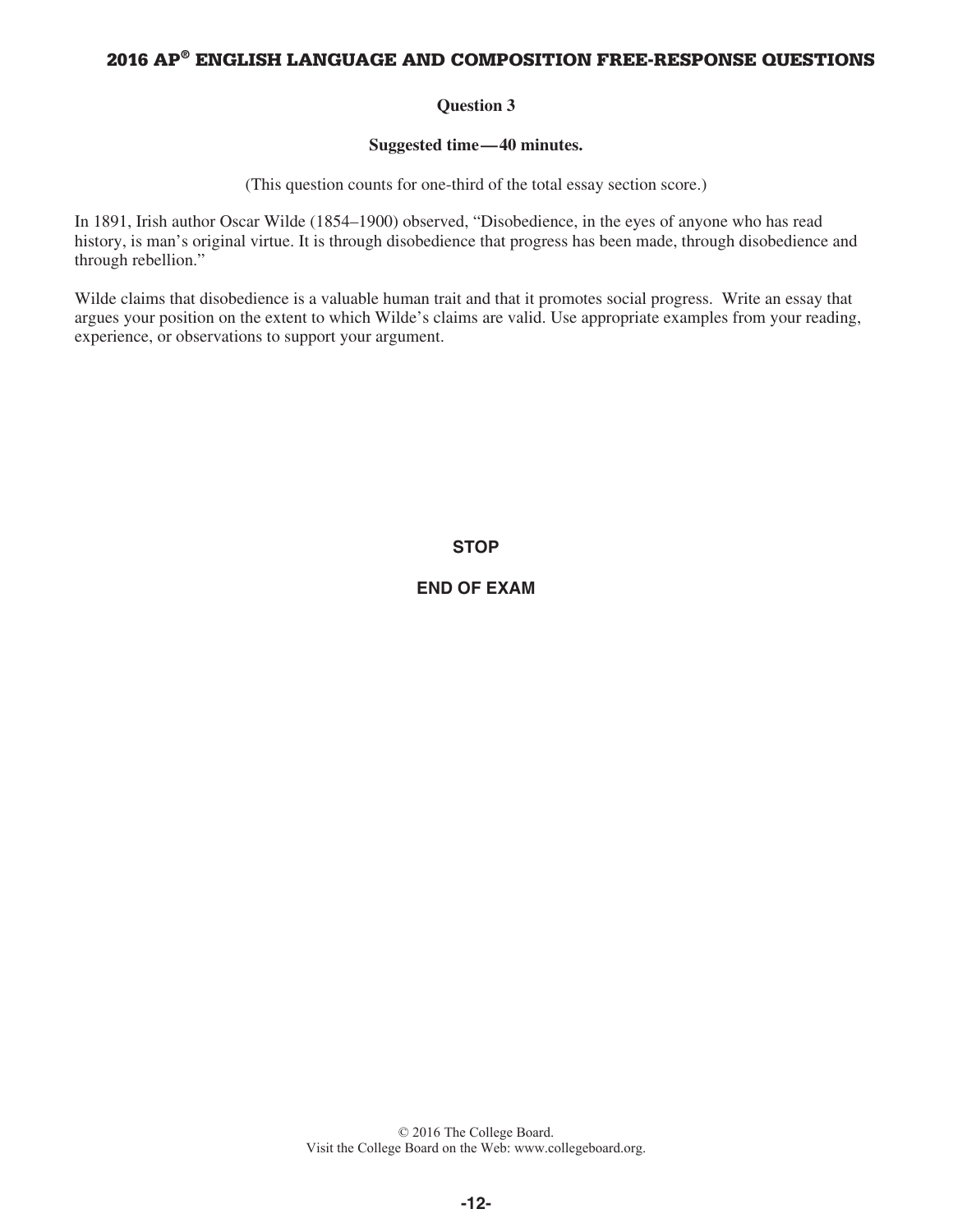**Question 3**

**Suggested time — 40 minutes.**

(This question counts for one-third of the total essay section score.)

In 1891, Irish author Oscar Wilde (1854–1900) observed, "Disobedience, in the eyes of anyone who has read history, is man's original virtue. It is through disobedience that progress has been made, through disobedience and through rebellion."

Wilde claims that disobedience is a valuable human trait and that it promotes social progress. Write an essay that argues your position on the extent to which Wilde's claims are valid. Use appropriate examples from your reading, experience, or observations to support your argument.

**STOP**

**END OF EXAM**

© 2016 The College Board.
Visit the College Board on the Web: www.collegeboard.org.